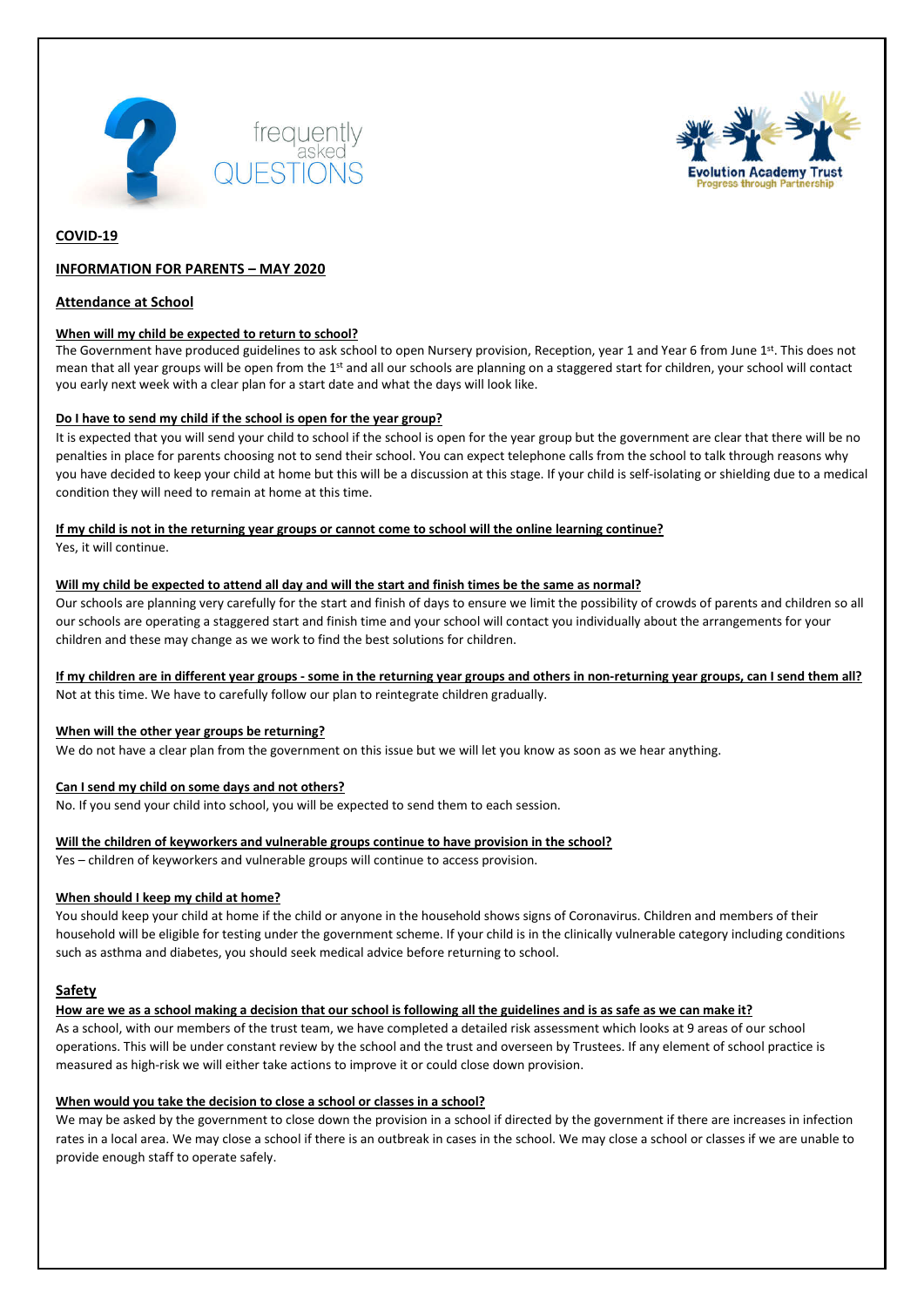frequently asked QUESTIONS

Evolution Academy Trust
Progress through Partnership

# COVID-19

## INFORMATION FOR PARENTS – MAY 2020

## Attendance at School

### When will my child be expected to return to school?

The Government have produced guidelines to ask school to open Nursery provision, Reception, year 1 and Year 6 from June 1st. This does not mean that all year groups will be open from the 1st and all our schools are planning on a staggered start for children, your school will contact you early next week with a clear plan for a start date and what the days will look like.

### Do I have to send my child if the school is open for the year group?

It is expected that you will send your child to school if the school is open for the year group but the government are clear that there will be no penalties in place for parents choosing not to send their school. You can expect telephone calls from the school to talk through reasons why you have decided to keep your child at home but this will be a discussion at this stage. If your child is self-isolating or shielding due to a medical condition they will need to remain at home at this time.

### If my child is not in the returning year groups or cannot come to school will the online learning continue?

Yes, it will continue.

### Will my child be expected to attend all day and will the start and finish times be the same as normal?

Our schools are planning very carefully for the start and finish of days to ensure we limit the possibility of crowds of parents and children so all our schools are operating a staggered start and finish time and your school will contact you individually about the arrangements for your children and these may change as we work to find the best solutions for children.

### If my children are in different year groups - some in the returning year groups and others in non-returning year groups, can I send them all?

Not at this time. We have to carefully follow our plan to reintegrate children gradually.

### When will the other year groups be returning?

We do not have a clear plan from the government on this issue but we will let you know as soon as we hear anything.

### Can I send my child on some days and not others?

No. If you send your child into school, you will be expected to send them to each session.

### Will the children of keyworkers and vulnerable groups continue to have provision in the school?

Yes – children of keyworkers and vulnerable groups will continue to access provision.

### When should I keep my child at home?

You should keep your child at home if the child or anyone in the household shows signs of Coronavirus. Children and members of their household will be eligible for testing under the government scheme. If your child is in the clinically vulnerable category including conditions such as asthma and diabetes, you should seek medical advice before returning to school.

## Safety

### How are we as a school making a decision that our school is following all the guidelines and is as safe as we can make it?

As a school, with our members of the trust team, we have completed a detailed risk assessment which looks at 9 areas of our school operations. This will be under constant review by the school and the trust and overseen by Trustees. If any element of school practice is measured as high-risk we will either take actions to improve it or could close down provision.

### When would you take the decision to close a school or classes in a school?

We may be asked by the government to close down the provision in a school if directed by the government if there are increases in infection rates in a local area. We may close a school if there is an outbreak in cases in the school. We may close a school or classes if we are unable to provide enough staff to operate safely.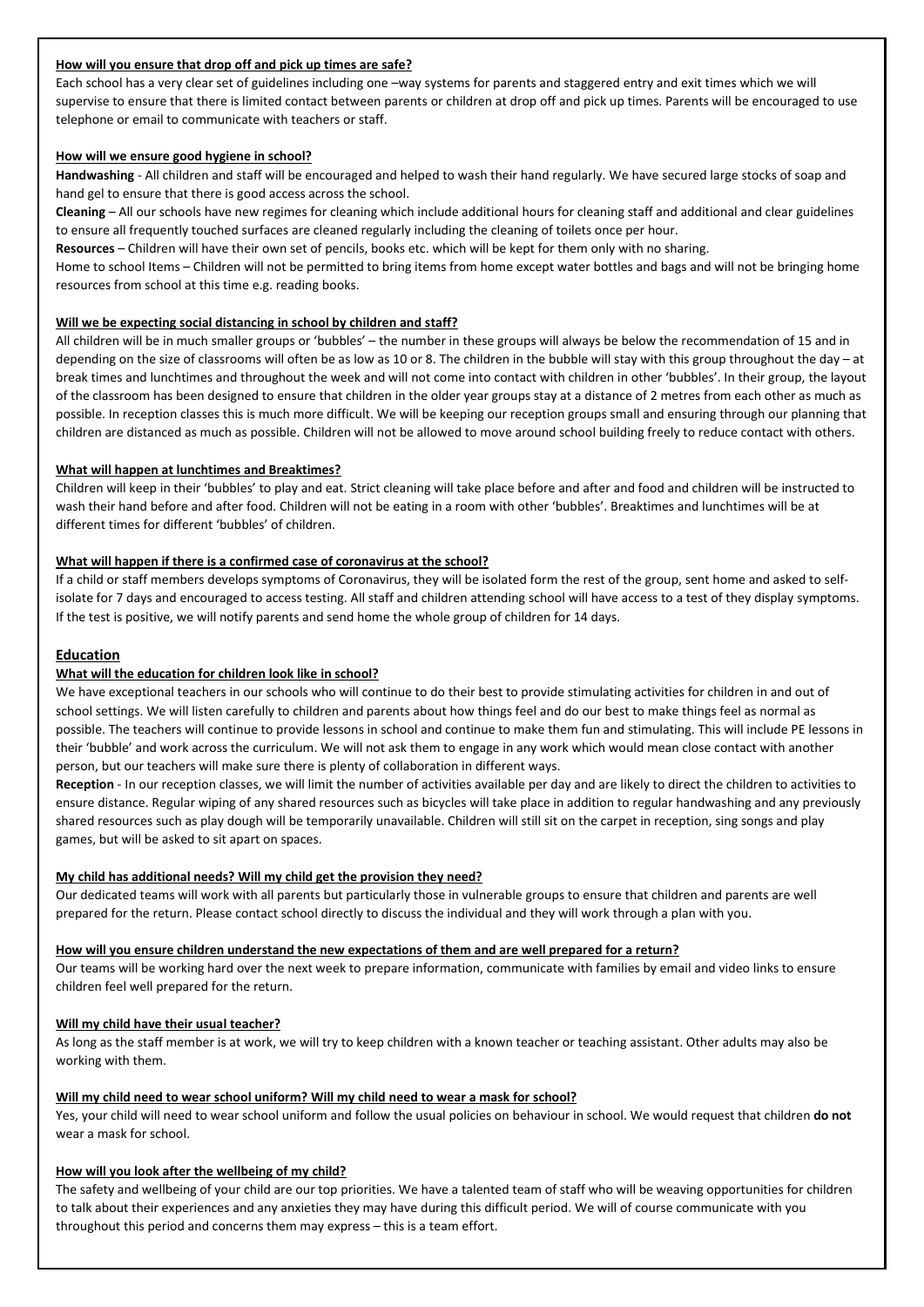**How will you ensure that drop off and pick up times are safe?**

Each school has a very clear set of guidelines including one –way systems for parents and staggered entry and exit times which we will supervise to ensure that there is limited contact between parents or children at drop off and pick up times. Parents will be encouraged to use telephone or email to communicate with teachers or staff.

**How will we ensure good hygiene in school?**

**Handwashing** - All children and staff will be encouraged and helped to wash their hand regularly. We have secured large stocks of soap and hand gel to ensure that there is good access across the school.

**Cleaning** – All our schools have new regimes for cleaning which include additional hours for cleaning staff and additional and clear guidelines to ensure all frequently touched surfaces are cleaned regularly including the cleaning of toilets once per hour.

**Resources** – Children will have their own set of pencils, books etc. which will be kept for them only with no sharing.

Home to school Items – Children will not be permitted to bring items from home except water bottles and bags and will not be bringing home resources from school at this time e.g. reading books.

**Will we be expecting social distancing in school by children and staff?**

All children will be in much smaller groups or 'bubbles' – the number in these groups will always be below the recommendation of 15 and in depending on the size of classrooms will often be as low as 10 or 8. The children in the bubble will stay with this group throughout the day – at break times and lunchtimes and throughout the week and will not come into contact with children in other 'bubbles'. In their group, the layout of the classroom has been designed to ensure that children in the older year groups stay at a distance of 2 metres from each other as much as possible. In reception classes this is much more difficult. We will be keeping our reception groups small and ensuring through our planning that children are distanced as much as possible. Children will not be allowed to move around school building freely to reduce contact with others.

**What will happen at lunchtimes and Breaktimes?**

Children will keep in their 'bubbles' to play and eat. Strict cleaning will take place before and after and food and children will be instructed to wash their hand before and after food. Children will not be eating in a room with other 'bubbles'. Breaktimes and lunchtimes will be at different times for different 'bubbles' of children.

**What will happen if there is a confirmed case of coronavirus at the school?**

If a child or staff members develops symptoms of Coronavirus, they will be isolated form the rest of the group, sent home and asked to self-isolate for 7 days and encouraged to access testing. All staff and children attending school will have access to a test of they display symptoms. If the test is positive, we will notify parents and send home the whole group of children for 14 days.

## Education

**What will the education for children look like in school?**

We have exceptional teachers in our schools who will continue to do their best to provide stimulating activities for children in and out of school settings. We will listen carefully to children and parents about how things feel and do our best to make things feel as normal as possible. The teachers will continue to provide lessons in school and continue to make them fun and stimulating. This will include PE lessons in their 'bubble' and work across the curriculum. We will not ask them to engage in any work which would mean close contact with another person, but our teachers will make sure there is plenty of collaboration in different ways.

**Reception** - In our reception classes, we will limit the number of activities available per day and are likely to direct the children to activities to ensure distance. Regular wiping of any shared resources such as bicycles will take place in addition to regular handwashing and any previously shared resources such as play dough will be temporarily unavailable. Children will still sit on the carpet in reception, sing songs and play games, but will be asked to sit apart on spaces.

**My child has additional needs? Will my child get the provision they need?**

Our dedicated teams will work with all parents but particularly those in vulnerable groups to ensure that children and parents are well prepared for the return. Please contact school directly to discuss the individual and they will work through a plan with you.

**How will you ensure children understand the new expectations of them and are well prepared for a return?**

Our teams will be working hard over the next week to prepare information, communicate with families by email and video links to ensure children feel well prepared for the return.

**Will my child have their usual teacher?**

As long as the staff member is at work, we will try to keep children with a known teacher or teaching assistant. Other adults may also be working with them.

**Will my child need to wear school uniform? Will my child need to wear a mask for school?**

Yes, your child will need to wear school uniform and follow the usual policies on behaviour in school. We would request that children **do not** wear a mask for school.

**How will you look after the wellbeing of my child?**

The safety and wellbeing of your child are our top priorities. We have a talented team of staff who will be weaving opportunities for children to talk about their experiences and any anxieties they may have during this difficult period. We will of course communicate with you throughout this period and concerns them may express – this is a team effort.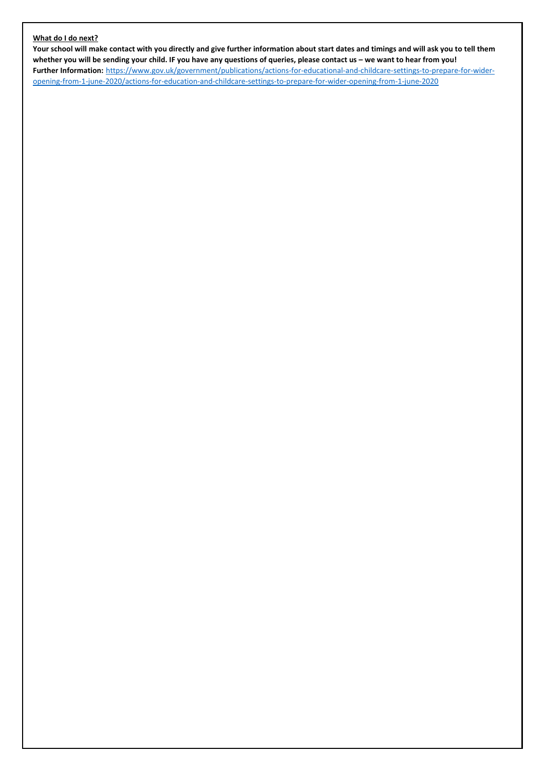**What do I do next?**

**Your school will make contact with you directly and give further information about start dates and timings and will ask you to tell them whether you will be sending your child. IF you have any questions of queries, please contact us – we want to hear from you!**

**Further Information:** [https://www.gov.uk/government/publications/actions-for-educational-and-childcare-settings-to-prepare-for-wider-opening-from-1-june-2020/actions-for-education-and-childcare-settings-to-prepare-for-wider-opening-from-1-june-2020](https://www.gov.uk/government/publications/actions-for-educational-and-childcare-settings-to-prepare-for-wider-opening-from-1-june-2020/actions-for-education-and-childcare-settings-to-prepare-for-wider-opening-from-1-june-2020)